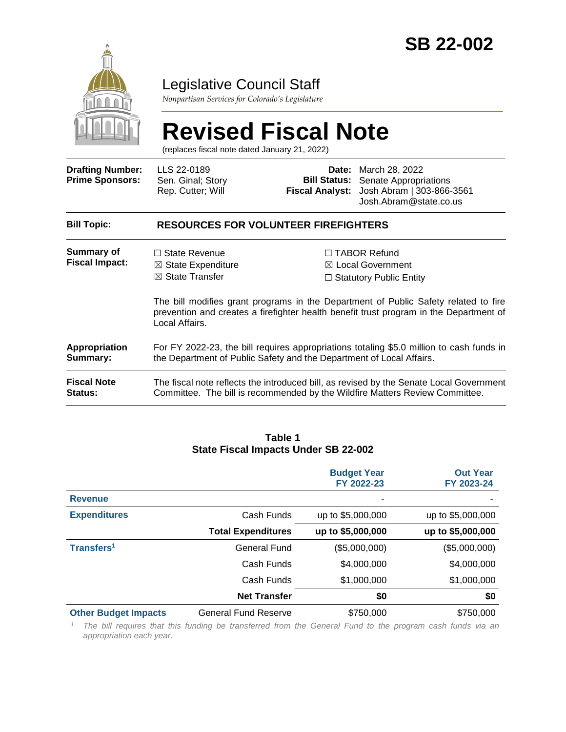# SB 22-002

## Legislative Council Staff

*Nonpartisan Services for Colorado's Legislature*

# Revised Fiscal Note

(replaces fiscal note dated January 21, 2022)

| | | | |
|---|---|---|---|
| **Drafting Number:** | LLS 22-0189 | **Date:** | March 28, 2022 |
| **Prime Sponsors:** | Sen. Ginal; Story<br>Rep. Cutter; Will | **Bill Status:** | Senate Appropriations |
| | | **Fiscal Analyst:** | Josh Abram \| 303-866-3561<br>Josh.Abram@state.co.us |

**Bill Topic:** **RESOURCES FOR VOLUNTEER FIREFIGHTERS**

**Summary of Fiscal Impact:**

☐ State Revenue
☒ State Expenditure
☒ State Transfer
☐ TABOR Refund
☒ Local Government
☐ Statutory Public Entity

The bill modifies grant programs in the Department of Public Safety related to fire prevention and creates a firefighter health benefit trust program in the Department of Local Affairs.

**Appropriation Summary:** For FY 2022-23, the bill requires appropriations totaling $5.0 million to cash funds in the Department of Public Safety and the Department of Local Affairs.

**Fiscal Note Status:** The fiscal note reflects the introduced bill, as revised by the Senate Local Government Committee. The bill is recommended by the Wildfire Matters Review Committee.

**Table 1**
**State Fiscal Impacts Under SB 22-002**

| | | Budget Year FY 2022-23 | Out Year FY 2023-24 |
|---|---|---|---|
| **Revenue** | | - | - |
| **Expenditures** | Cash Funds | up to $5,000,000 | up to $5,000,000 |
| | **Total Expenditures** | **up to $5,000,000** | **up to $5,000,000** |
| **Transfers[1]** | General Fund | ($5,000,000) | ($5,000,000) |
| | Cash Funds | $4,000,000 | $4,000,000 |
| | Cash Funds | $1,000,000 | $1,000,000 |
| | **Net Transfer** | **$0** | **$0** |
| **Other Budget Impacts** | General Fund Reserve | $750,000 | $750,000 |

[1] *The bill requires that this funding be transferred from the General Fund to the program cash funds via an appropriation each year.*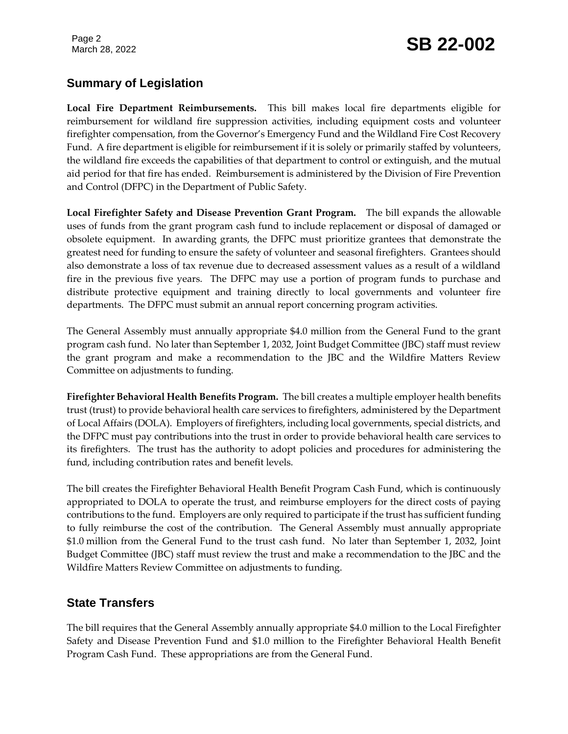## Summary of Legislation

**Local Fire Department Reimbursements.** This bill makes local fire departments eligible for reimbursement for wildland fire suppression activities, including equipment costs and volunteer firefighter compensation, from the Governor's Emergency Fund and the Wildland Fire Cost Recovery Fund. A fire department is eligible for reimbursement if it is solely or primarily staffed by volunteers, the wildland fire exceeds the capabilities of that department to control or extinguish, and the mutual aid period for that fire has ended. Reimbursement is administered by the Division of Fire Prevention and Control (DFPC) in the Department of Public Safety.

**Local Firefighter Safety and Disease Prevention Grant Program.** The bill expands the allowable uses of funds from the grant program cash fund to include replacement or disposal of damaged or obsolete equipment. In awarding grants, the DFPC must prioritize grantees that demonstrate the greatest need for funding to ensure the safety of volunteer and seasonal firefighters. Grantees should also demonstrate a loss of tax revenue due to decreased assessment values as a result of a wildland fire in the previous five years. The DFPC may use a portion of program funds to purchase and distribute protective equipment and training directly to local governments and volunteer fire departments. The DFPC must submit an annual report concerning program activities.

The General Assembly must annually appropriate $4.0 million from the General Fund to the grant program cash fund. No later than September 1, 2032, Joint Budget Committee (JBC) staff must review the grant program and make a recommendation to the JBC and the Wildfire Matters Review Committee on adjustments to funding.

**Firefighter Behavioral Health Benefits Program.** The bill creates a multiple employer health benefits trust (trust) to provide behavioral health care services to firefighters, administered by the Department of Local Affairs (DOLA). Employers of firefighters, including local governments, special districts, and the DFPC must pay contributions into the trust in order to provide behavioral health care services to its firefighters. The trust has the authority to adopt policies and procedures for administering the fund, including contribution rates and benefit levels.

The bill creates the Firefighter Behavioral Health Benefit Program Cash Fund, which is continuously appropriated to DOLA to operate the trust, and reimburse employers for the direct costs of paying contributions to the fund. Employers are only required to participate if the trust has sufficient funding to fully reimburse the cost of the contribution. The General Assembly must annually appropriate $1.0 million from the General Fund to the trust cash fund. No later than September 1, 2032, Joint Budget Committee (JBC) staff must review the trust and make a recommendation to the JBC and the Wildfire Matters Review Committee on adjustments to funding.

## State Transfers

The bill requires that the General Assembly annually appropriate $4.0 million to the Local Firefighter Safety and Disease Prevention Fund and $1.0 million to the Firefighter Behavioral Health Benefit Program Cash Fund. These appropriations are from the General Fund.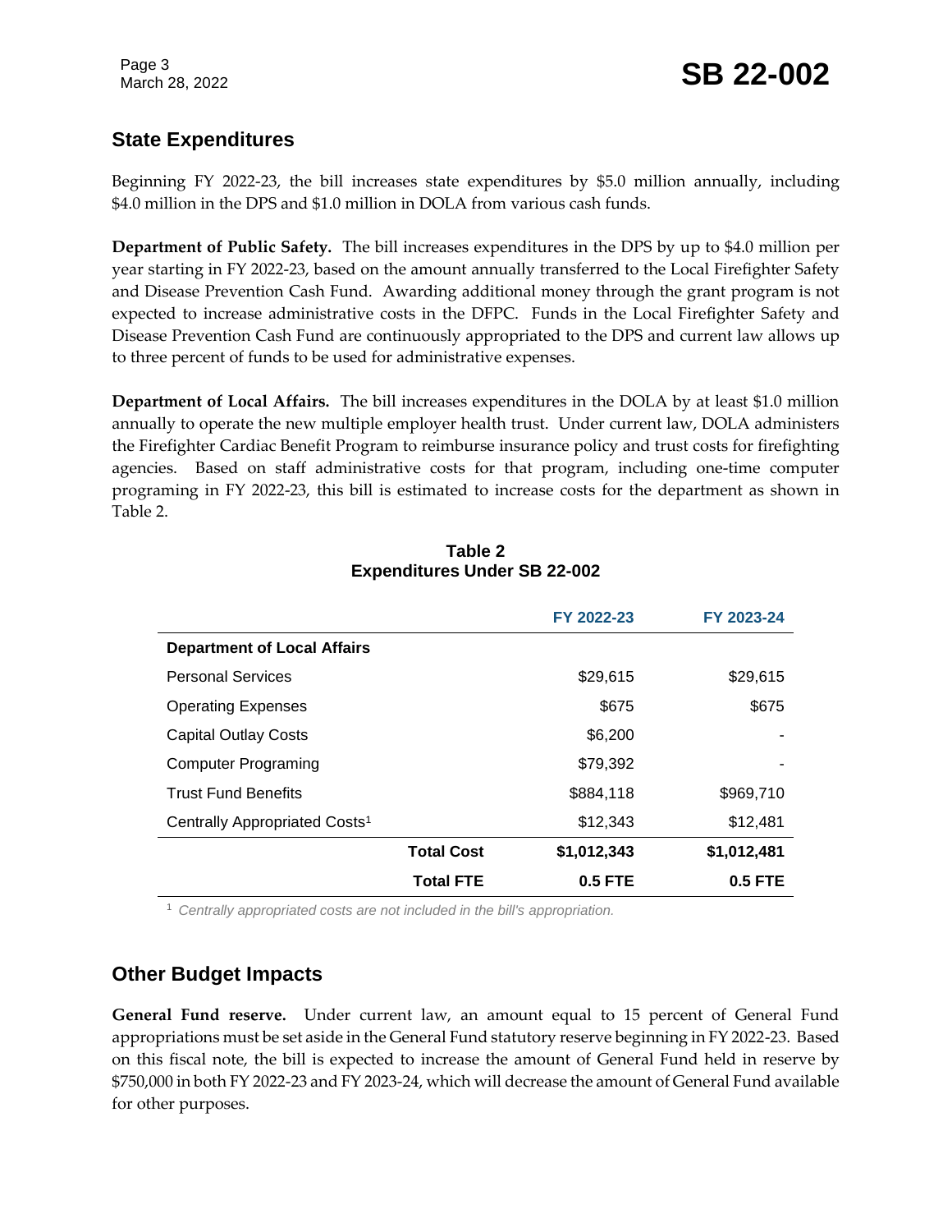## State Expenditures

Beginning FY 2022-23, the bill increases state expenditures by $5.0 million annually, including $4.0 million in the DPS and $1.0 million in DOLA from various cash funds.

**Department of Public Safety.** The bill increases expenditures in the DPS by up to $4.0 million per year starting in FY 2022-23, based on the amount annually transferred to the Local Firefighter Safety and Disease Prevention Cash Fund. Awarding additional money through the grant program is not expected to increase administrative costs in the DFPC. Funds in the Local Firefighter Safety and Disease Prevention Cash Fund are continuously appropriated to the DPS and current law allows up to three percent of funds to be used for administrative expenses.

**Department of Local Affairs.** The bill increases expenditures in the DOLA by at least $1.0 million annually to operate the new multiple employer health trust. Under current law, DOLA administers the Firefighter Cardiac Benefit Program to reimburse insurance policy and trust costs for firefighting agencies. Based on staff administrative costs for that program, including one-time computer programing in FY 2022-23, this bill is estimated to increase costs for the department as shown in Table 2.

**Table 2**
**Expenditures Under SB 22-002**

| | | FY 2022-23 | FY 2023-24 |
|---|---|---|---|
| **Department of Local Affairs** | | | |
| Personal Services | | $29,615 | $29,615 |
| Operating Expenses | | $675 | $675 |
| Capital Outlay Costs | | $6,200 | - |
| Computer Programing | | $79,392 | - |
| Trust Fund Benefits | | $884,118 | $969,710 |
| Centrally Appropriated Costs[1] | | $12,343 | $12,481 |
| | **Total Cost** | **$1,012,343** | **$1,012,481** |
| | **Total FTE** | **0.5 FTE** | **0.5 FTE** |

[1] *Centrally appropriated costs are not included in the bill's appropriation.*

## Other Budget Impacts

**General Fund reserve.** Under current law, an amount equal to 15 percent of General Fund appropriations must be set aside in the General Fund statutory reserve beginning in FY 2022-23. Based on this fiscal note, the bill is expected to increase the amount of General Fund held in reserve by $750,000 in both FY 2022-23 and FY 2023-24, which will decrease the amount of General Fund available for other purposes.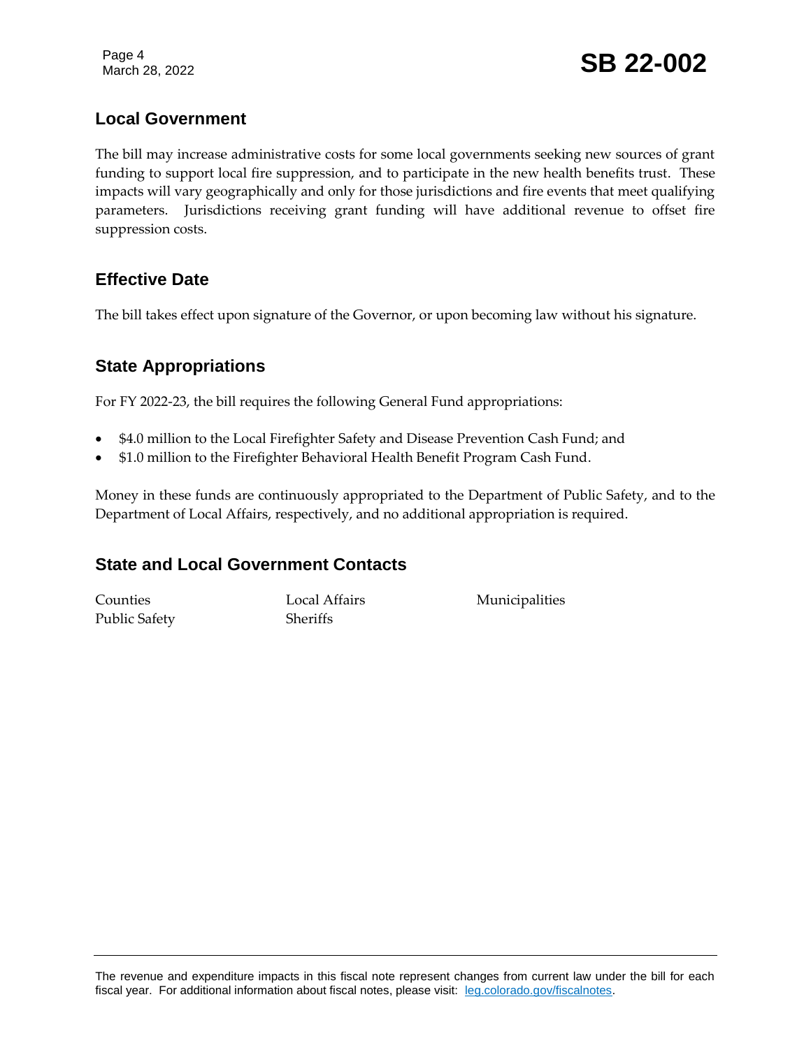## Local Government

The bill may increase administrative costs for some local governments seeking new sources of grant funding to support local fire suppression, and to participate in the new health benefits trust. These impacts will vary geographically and only for those jurisdictions and fire events that meet qualifying parameters. Jurisdictions receiving grant funding will have additional revenue to offset fire suppression costs.

## Effective Date

The bill takes effect upon signature of the Governor, or upon becoming law without his signature.

## State Appropriations

For FY 2022-23, the bill requires the following General Fund appropriations:

- $4.0 million to the Local Firefighter Safety and Disease Prevention Cash Fund; and
- $1.0 million to the Firefighter Behavioral Health Benefit Program Cash Fund.

Money in these funds are continuously appropriated to the Department of Public Safety, and to the Department of Local Affairs, respectively, and no additional appropriation is required.

## State and Local Government Contacts

| | | |
|---|---|---|
| Counties | Local Affairs | Municipalities |
| Public Safety | Sheriffs | |

The revenue and expenditure impacts in this fiscal note represent changes from current law under the bill for each fiscal year. For additional information about fiscal notes, please visit: leg.colorado.gov/fiscalnotes.